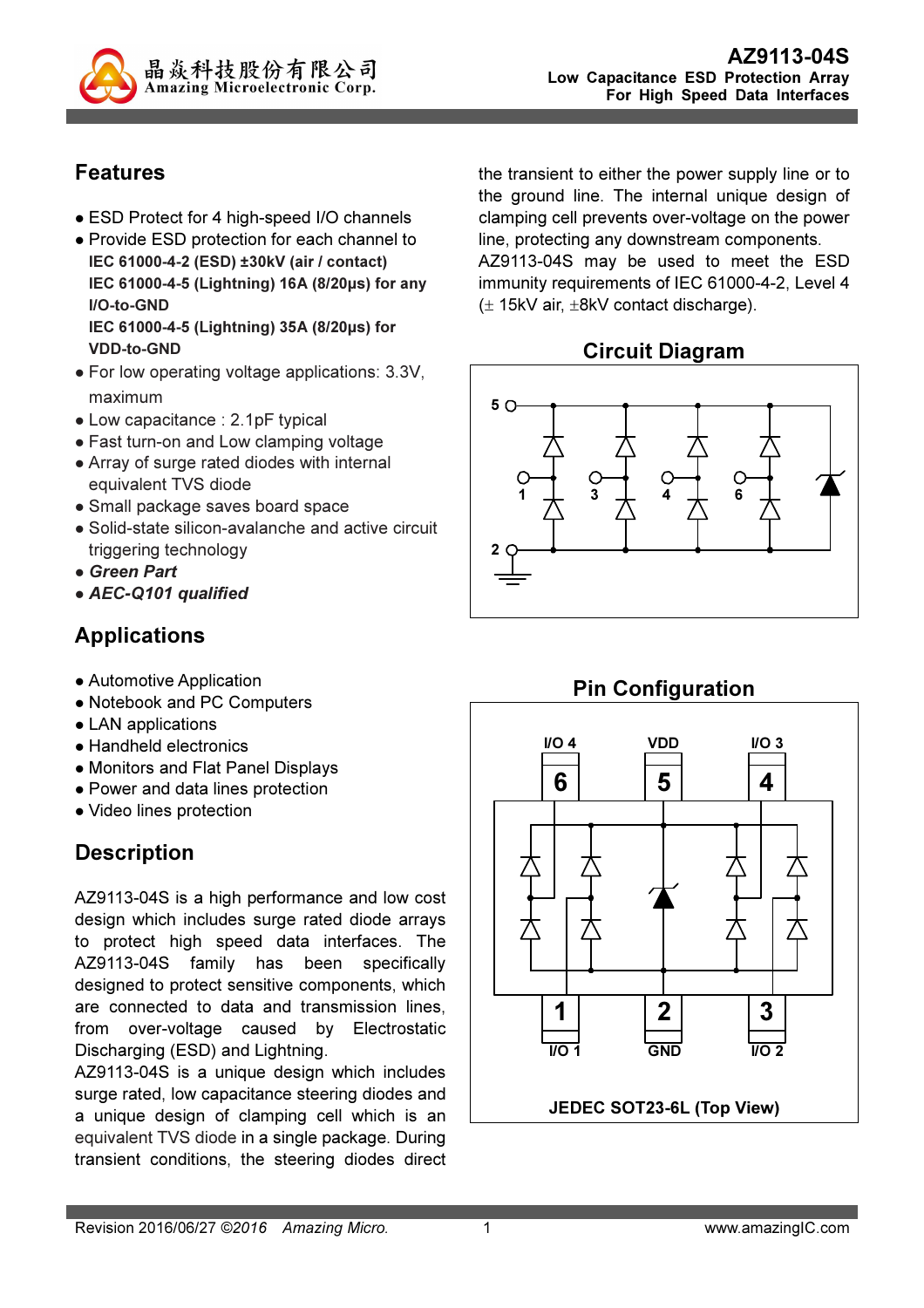# AZ9113-04S

**Low Capacitance ESD Protection Array For High Speed Data Interfaces**

## Features

- ESD Protect for 4 high-speed I/O channels
- Provide ESD protection for each channel to
  **IEC 61000-4-2 (ESD) ±30kV (air / contact)**
  **IEC 61000-4-5 (Lightning) 16A (8/20μs) for any I/O-to-GND**
  **IEC 61000-4-5 (Lightning) 35A (8/20μs) for VDD-to-GND**
- For low operating voltage applications: 3.3V, maximum
- Low capacitance : 2.1pF typical
- Fast turn-on and Low clamping voltage
- Array of surge rated diodes with internal equivalent TVS diode
- Small package saves board space
- Solid-state silicon-avalanche and active circuit triggering technology
- ***Green Part***
- ***AEC-Q101 qualified***

## Applications

- Automotive Application
- Notebook and PC Computers
- LAN applications
- Handheld electronics
- Monitors and Flat Panel Displays
- Power and data lines protection
- Video lines protection

## Description

AZ9113-04S is a high performance and low cost design which includes surge rated diode arrays to protect high speed data interfaces. The AZ9113-04S family has been specifically designed to protect sensitive components, which are connected to data and transmission lines, from over-voltage caused by Electrostatic Discharging (ESD) and Lightning.

AZ9113-04S is a unique design which includes surge rated, low capacitance steering diodes and a unique design of clamping cell which is an equivalent TVS diode in a single package. During transient conditions, the steering diodes direct the transient to either the power supply line or to the ground line. The internal unique design of clamping cell prevents over-voltage on the power line, protecting any downstream components.

AZ9113-04S may be used to meet the ESD immunity requirements of IEC 61000-4-2, Level 4 (± 15kV air, ±8kV contact discharge).

## Circuit Diagram

## Pin Configuration

JEDEC SOT23-6L (Top View)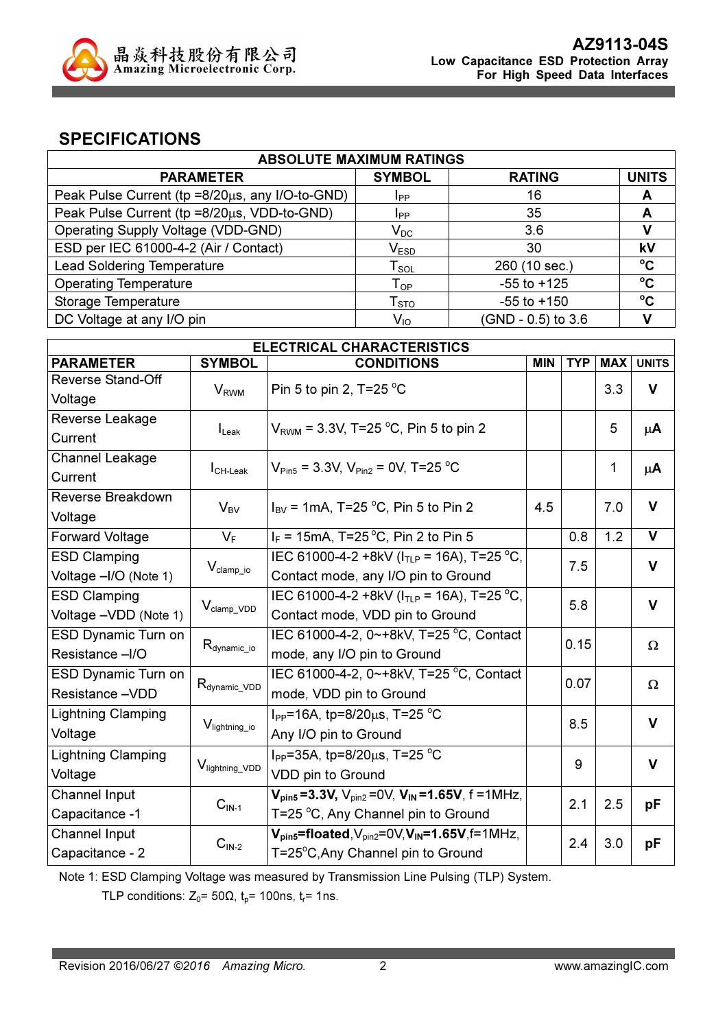## SPECIFICATIONS

| ABSOLUTE MAXIMUM RATINGS | | | |
|---|---|---|---|
| **PARAMETER** | **SYMBOL** | **RATING** | **UNITS** |
| Peak Pulse Current (tp =8/20µs, any I/O-to-GND) | $I_{PP}$ | 16 | **A** |
| Peak Pulse Current (tp =8/20µs, VDD-to-GND) | $I_{PP}$ | 35 | **A** |
| Operating Supply Voltage (VDD-GND) | $V_{DC}$ | 3.6 | **V** |
| ESD per IEC 61000-4-2 (Air / Contact) | $V_{ESD}$ | 30 | **kV** |
| Lead Soldering Temperature | $T_{SOL}$ | 260 (10 sec.) | **°C** |
| Operating Temperature | $T_{OP}$ | -55 to +125 | **°C** |
| Storage Temperature | $T_{STO}$ | -55 to +150 | **°C** |
| DC Voltage at any I/O pin | $V_{IO}$ | (GND - 0.5) to 3.6 | **V** |

| ELECTRICAL CHARACTERISTICS | | | | | | |
|---|---|---|---|---|---|---|
| **PARAMETER** | **SYMBOL** | **CONDITIONS** | **MIN** | **TYP** | **MAX** | **UNITS** |
| Reverse Stand-Off Voltage | $V_{RWM}$ | Pin 5 to pin 2, T=25 °C | | | 3.3 | **V** |
| Reverse Leakage Current | $I_{Leak}$ | $V_{RWM}$ = 3.3V, T=25 °C, Pin 5 to pin 2 | | | 5 | **µA** |
| Channel Leakage Current | $I_{CH\text{-}Leak}$ | $V_{Pin5}$ = 3.3V, $V_{Pin2}$ = 0V, T=25 °C | | | 1 | **µA** |
| Reverse Breakdown Voltage | $V_{BV}$ | $I_{BV}$ = 1mA, T=25 °C, Pin 5 to Pin 2 | 4.5 | | 7.0 | **V** |
| Forward Voltage | $V_F$ | $I_F$ = 15mA, T=25 °C, Pin 2 to Pin 5 | | 0.8 | 1.2 | **V** |
| ESD Clamping Voltage –I/O (Note 1) | $V_{clamp\_io}$ | IEC 61000-4-2 +8kV ($I_{TLP}$ = 16A), T=25 °C, Contact mode, any I/O pin to Ground | | 7.5 | | **V** |
| ESD Clamping Voltage –VDD (Note 1) | $V_{clamp\_VDD}$ | IEC 61000-4-2 +8kV ($I_{TLP}$ = 16A), T=25 °C, Contact mode, VDD pin to Ground | | 5.8 | | **V** |
| ESD Dynamic Turn on Resistance –I/O | $R_{dynamic\_io}$ | IEC 61000-4-2, 0~+8kV, T=25 °C, Contact mode, any I/O pin to Ground | | 0.15 | | Ω |
| ESD Dynamic Turn on Resistance –VDD | $R_{dynamic\_VDD}$ | IEC 61000-4-2, 0~+8kV, T=25 °C, Contact mode, VDD pin to Ground | | 0.07 | | Ω |
| Lightning Clamping Voltage | $V_{lightning\_io}$ | $I_{PP}$=16A, tp=8/20µs, T=25 °C Any I/O pin to Ground | | 8.5 | | **V** |
| Lightning Clamping Voltage | $V_{lightning\_VDD}$ | $I_{PP}$=35A, tp=8/20µs, T=25 °C VDD pin to Ground | | 9 | | **V** |
| Channel Input Capacitance -1 | $C_{IN\text{-}1}$ | **$V_{pin5}$ =3.3V,** $V_{pin2}$ =0V, **$V_{IN}$ =1.65V**, f =1MHz, T=25 °C, Any Channel pin to Ground | | 2.1 | 2.5 | **pF** |
| Channel Input Capacitance - 2 | $C_{IN\text{-}2}$ | **$V_{pin5}$=floated**, $V_{pin2}$=0V, **$V_{IN}$=1.65V**, f=1MHz, T=25°C, Any Channel pin to Ground | | 2.4 | 3.0 | **pF** |

Note 1: ESD Clamping Voltage was measured by Transmission Line Pulsing (TLP) System.
TLP conditions: $Z_0$= 50Ω, $t_p$= 100ns, $t_r$= 1ns.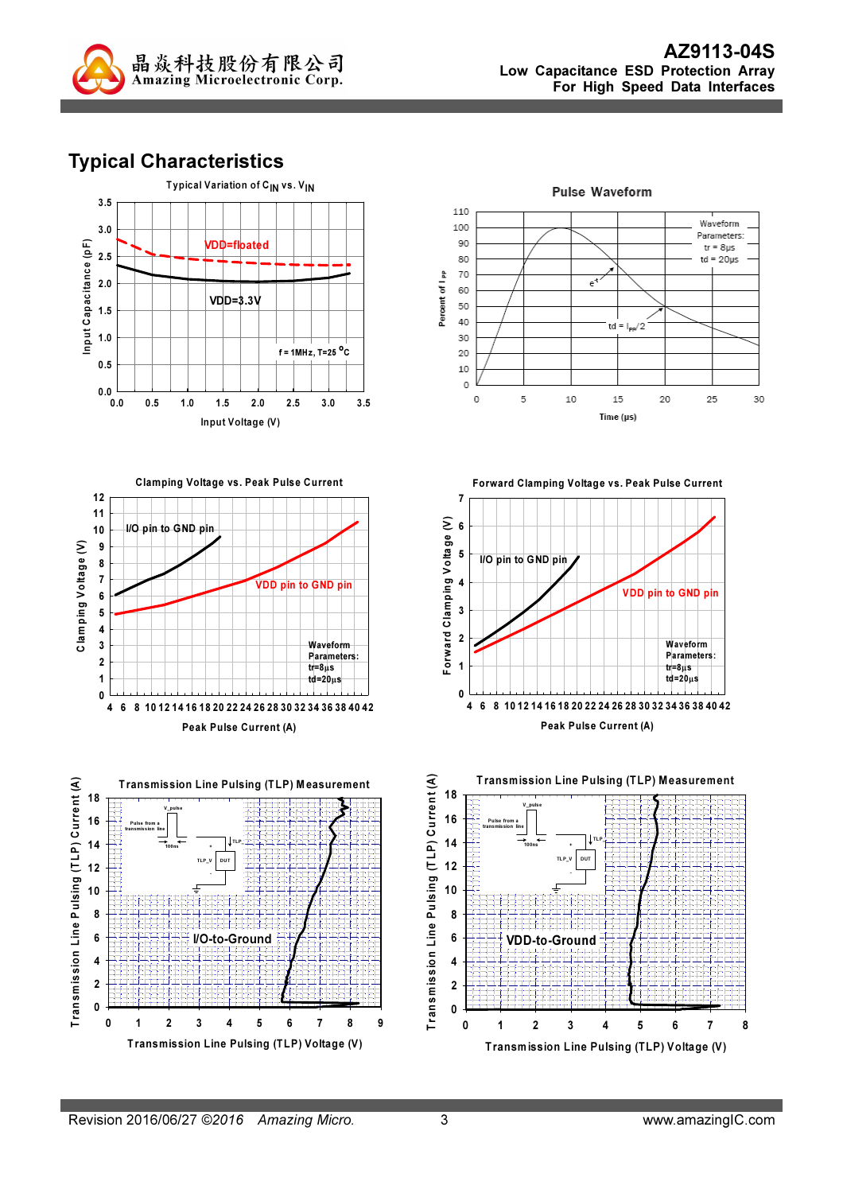## Typical Characteristics

Typical Variation of $C_{IN}$ vs. $V_{IN}$

Input Capacitance (pF) vs. Input Voltage (V)

VDD=floated

VDD=3.3V

f = 1MHz, T=25 °C

Pulse Waveform

Percent of $I_{PP}$ vs. Time (μs)

Waveform Parameters: tr = 8μs, td = 20μs

$e^{-t}$

td = $I_{PP}$/2

Clamping Voltage vs. Peak Pulse Current

Clamping Voltage (V) vs. Peak Pulse Current (A)

I/O pin to GND pin

VDD pin to GND pin

Waveform Parameters: tr=8μs, td=20μs

Forward Clamping Voltage vs. Peak Pulse Current

Forward Clamping Voltage (V) vs. Peak Pulse Current (A)

I/O pin to GND pin

VDD pin to GND pin

Waveform Parameters: tr=8μs, td=20μs

Transmission Line Pulsing (TLP) Measurement

Transmission Line Pulsing (TLP) Current (A) vs. Transmission Line Pulsing (TLP) Voltage (V)

I/O-to-Ground

Transmission Line Pulsing (TLP) Measurement

Transmission Line Pulsing (TLP) Current (A) vs. Transmission Line Pulsing (TLP) Voltage (V)

VDD-to-Ground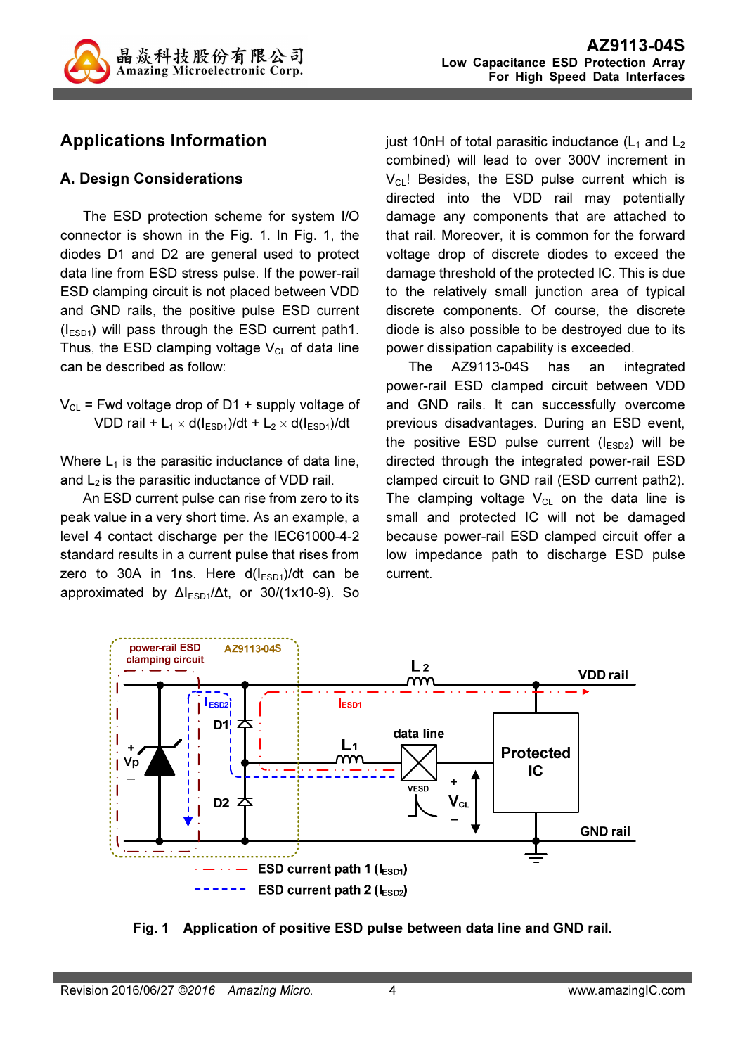## Applications Information

### A. Design Considerations

The ESD protection scheme for system I/O connector is shown in the Fig. 1. In Fig. 1, the diodes D1 and D2 are general used to protect data line from ESD stress pulse. If the power-rail ESD clamping circuit is not placed between VDD and GND rails, the positive pulse ESD current ($I_{ESD1}$) will pass through the ESD current path1. Thus, the ESD clamping voltage $V_{CL}$ of data line can be described as follow:

$V_{CL}$ = Fwd voltage drop of D1 + supply voltage of VDD rail + $L_1 \times d(I_{ESD1})/dt$ + $L_2 \times d(I_{ESD1})/dt$

Where $L_1$ is the parasitic inductance of data line, and $L_2$ is the parasitic inductance of VDD rail.

An ESD current pulse can rise from zero to its peak value in a very short time. As an example, a level 4 contact discharge per the IEC61000-4-2 standard results in a current pulse that rises from zero to 30A in 1ns. Here $d(I_{ESD1})/dt$ can be approximated by $\Delta I_{ESD1}/\Delta t$, or 30/(1x10-9). So just 10nH of total parasitic inductance ($L_1$ and $L_2$ combined) will lead to over 300V increment in $V_{CL}$! Besides, the ESD pulse current which is directed into the VDD rail may potentially damage any components that are attached to that rail. Moreover, it is common for the forward voltage drop of discrete diodes to exceed the damage threshold of the protected IC. This is due to the relatively small junction area of typical discrete components. Of course, the discrete diode is also possible to be destroyed due to its power dissipation capability is exceeded.

The AZ9113-04S has an integrated power-rail ESD clamped circuit between VDD and GND rails. It can successfully overcome previous disadvantages. During an ESD event, the positive ESD pulse current ($I_{ESD2}$) will be directed through the integrated power-rail ESD clamped circuit to GND rail (ESD current path2). The clamping voltage $V_{CL}$ on the data line is small and protected IC will not be damaged because power-rail ESD clamped circuit offer a low impedance path to discharge ESD pulse current.

**Fig. 1 Application of positive ESD pulse between data line and GND rail.**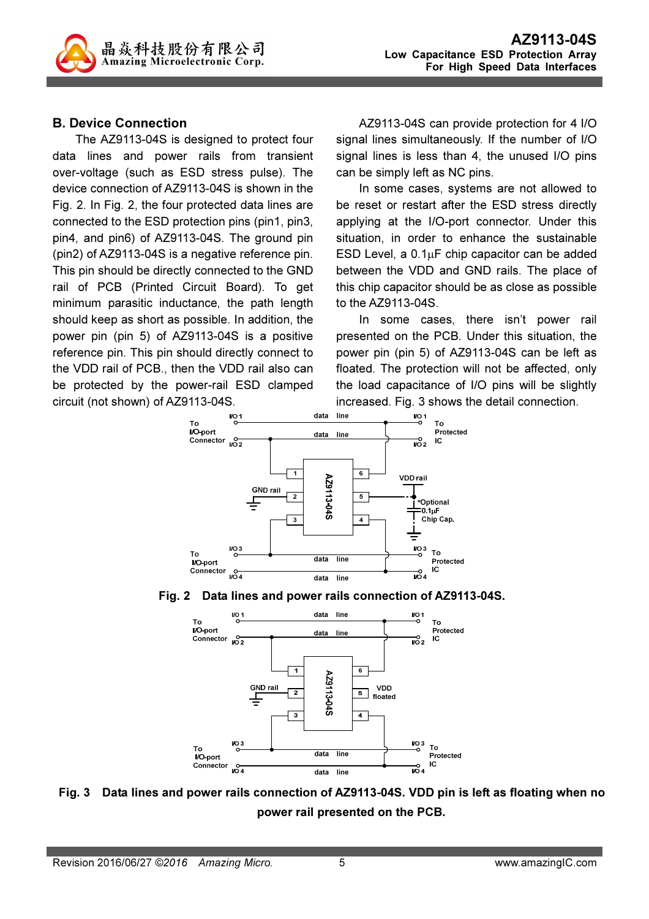## B. Device Connection

The AZ9113-04S is designed to protect four data lines and power rails from transient over-voltage (such as ESD stress pulse). The device connection of AZ9113-04S is shown in the Fig. 2. In Fig. 2, the four protected data lines are connected to the ESD protection pins (pin1, pin3, pin4, and pin6) of AZ9113-04S. The ground pin (pin2) of AZ9113-04S is a negative reference pin. This pin should be directly connected to the GND rail of PCB (Printed Circuit Board). To get minimum parasitic inductance, the path length should keep as short as possible. In addition, the power pin (pin 5) of AZ9113-04S is a positive reference pin. This pin should directly connect to the VDD rail of PCB., then the VDD rail also can be protected by the power-rail ESD clamped circuit (not shown) of AZ9113-04S.

AZ9113-04S can provide protection for 4 I/O signal lines simultaneously. If the number of I/O signal lines is less than 4, the unused I/O pins can be simply left as NC pins.

In some cases, systems are not allowed to be reset or restart after the ESD stress directly applying at the I/O-port connector. Under this situation, in order to enhance the sustainable ESD Level, a 0.1μF chip capacitor can be added between the VDD and GND rails. The place of this chip capacitor should be as close as possible to the AZ9113-04S.

In some cases, there isn't power rail presented on the PCB. Under this situation, the power pin (pin 5) of AZ9113-04S can be left as floated. The protection will not be affected, only the load capacitance of I/O pins will be slightly increased. Fig. 3 shows the detail connection.

**Fig. 2 Data lines and power rails connection of AZ9113-04S.**

**Fig. 3 Data lines and power rails connection of AZ9113-04S. VDD pin is left as floating when no power rail presented on the PCB.**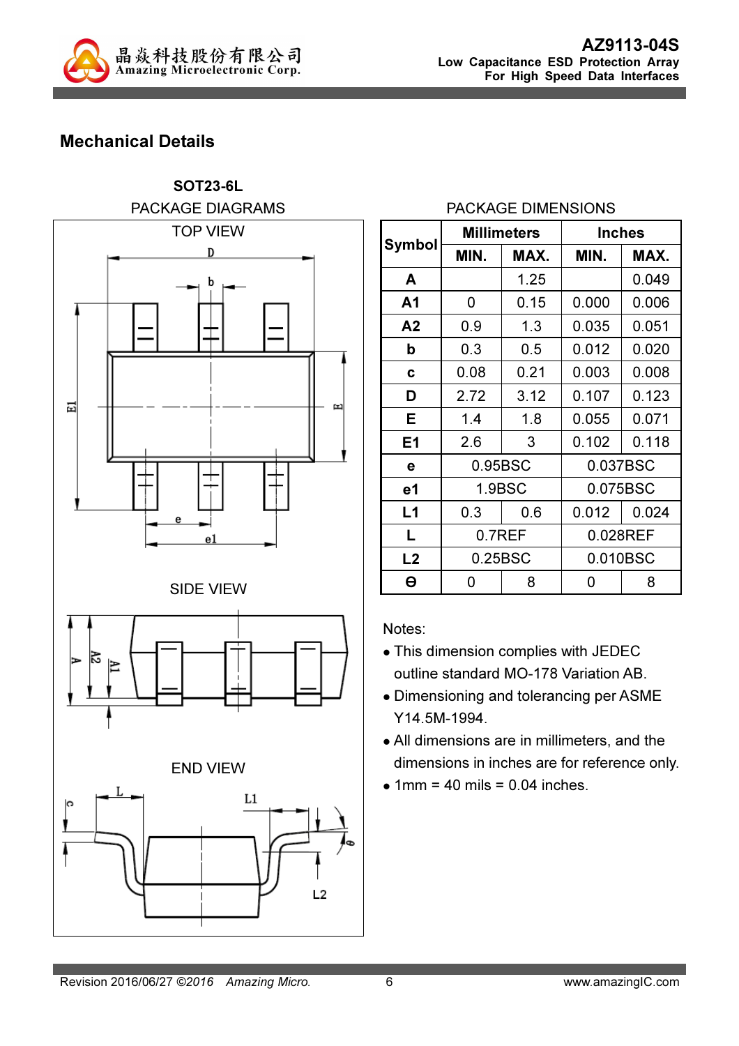## Mechanical Details

**SOT23-6L**

PACKAGE DIAGRAMS

TOP VIEW

SIDE VIEW

END VIEW

PACKAGE DIMENSIONS

| Symbol | Millimeters | | Inches | |
|---|---|---|---|---|
| | MIN. | MAX. | MIN. | MAX. |
| A | | 1.25 | | 0.049 |
| A1 | 0 | 0.15 | 0.000 | 0.006 |
| A2 | 0.9 | 1.3 | 0.035 | 0.051 |
| b | 0.3 | 0.5 | 0.012 | 0.020 |
| c | 0.08 | 0.21 | 0.003 | 0.008 |
| D | 2.72 | 3.12 | 0.107 | 0.123 |
| E | 1.4 | 1.8 | 0.055 | 0.071 |
| E1 | 2.6 | 3 | 0.102 | 0.118 |
| e | 0.95BSC | | 0.037BSC | |
| e1 | 1.9BSC | | 0.075BSC | |
| L1 | 0.3 | 0.6 | 0.012 | 0.024 |
| L | 0.7REF | | 0.028REF | |
| L2 | 0.25BSC | | 0.010BSC | |
| θ | 0 | 8 | 0 | 8 |

Notes:

- This dimension complies with JEDEC outline standard MO-178 Variation AB.
- Dimensioning and tolerancing per ASME Y14.5M-1994.
- All dimensions are in millimeters, and the dimensions in inches are for reference only.
- 1mm = 40 mils = 0.04 inches.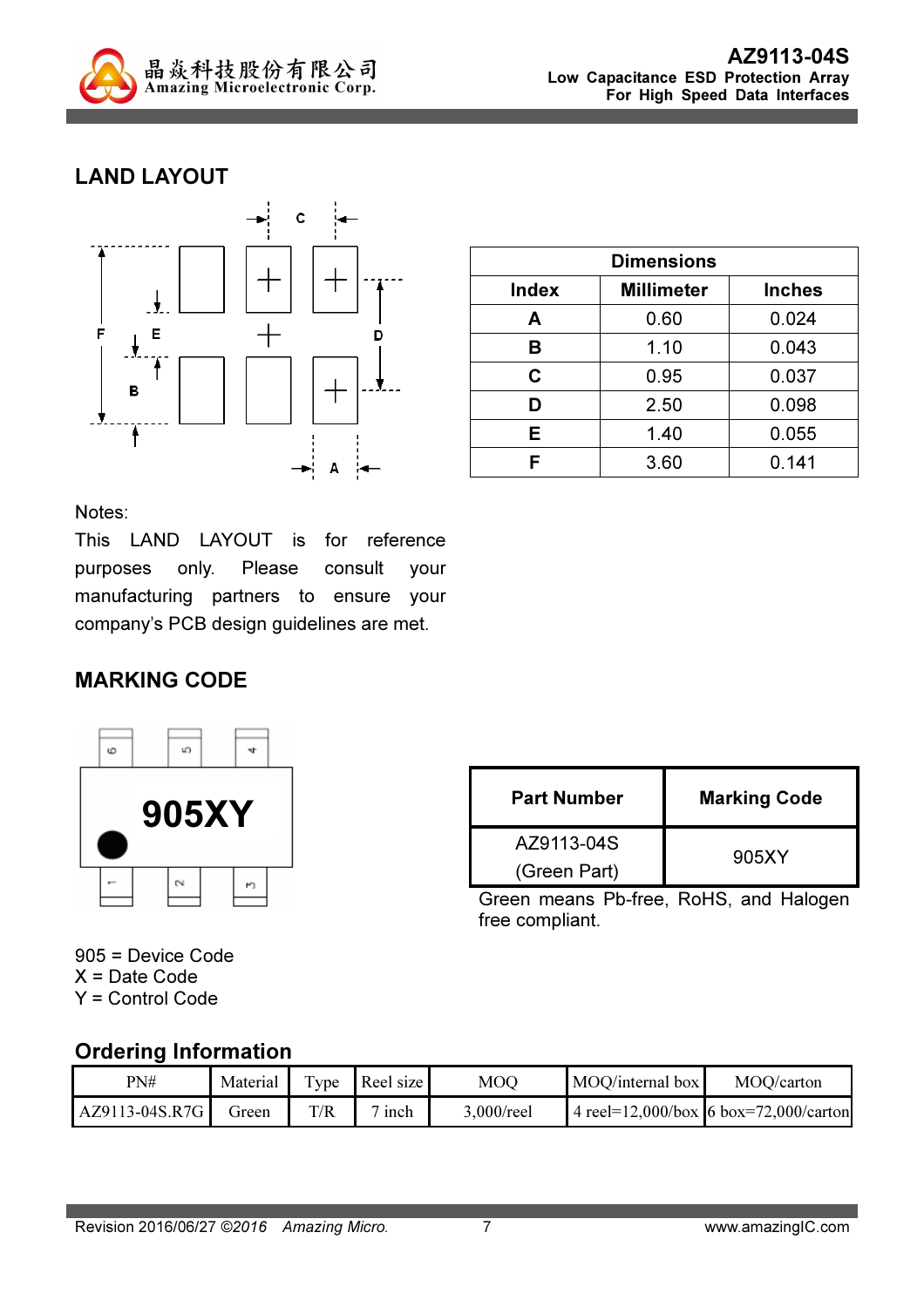## LAND LAYOUT

| Dimensions | | |
|---|---|---|
| **Index** | **Millimeter** | **Inches** |
| **A** | 0.60 | 0.024 |
| **B** | 1.10 | 0.043 |
| **C** | 0.95 | 0.037 |
| **D** | 2.50 | 0.098 |
| **E** | 1.40 | 0.055 |
| **F** | 3.60 | 0.141 |

Notes:
This LAND LAYOUT is for reference purposes only. Please consult your manufacturing partners to ensure your company's PCB design guidelines are met.

## MARKING CODE

| Part Number | Marking Code |
|---|---|
| AZ9113-04S (Green Part) | 905XY |

Green means Pb-free, RoHS, and Halogen free compliant.

905 = Device Code
X = Date Code
Y = Control Code

## Ordering Information

| PN# | Material | Type | Reel size | MOQ | MOQ/internal box | MOQ/carton |
|---|---|---|---|---|---|---|
| AZ9113-04S.R7G | Green | T/R | 7 inch | 3,000/reel | 4 reel=12,000/box | 6 box=72,000/carton |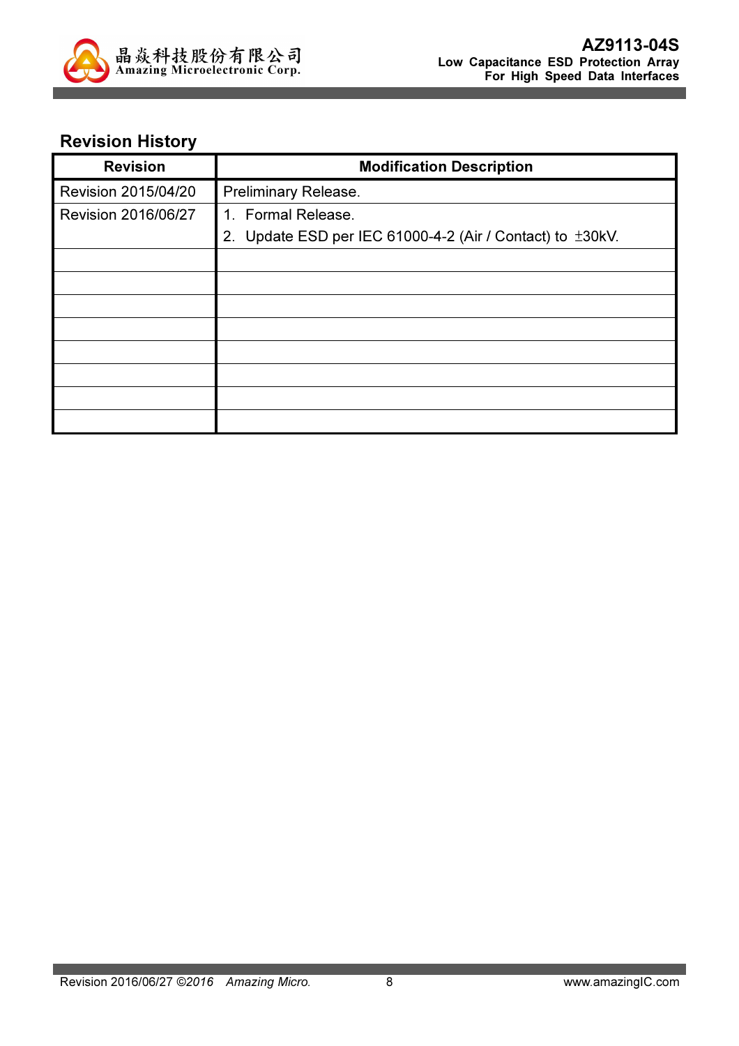## Revision History

| Revision | Modification Description |
|---|---|
| Revision 2015/04/20 | Preliminary Release. |
| Revision 2016/06/27 | 1. Formal Release.<br>2. Update ESD per IEC 61000-4-2 (Air / Contact) to ±30kV. |
| | |
| | |
| | |
| | |
| | |
| | |
| | |
| | |